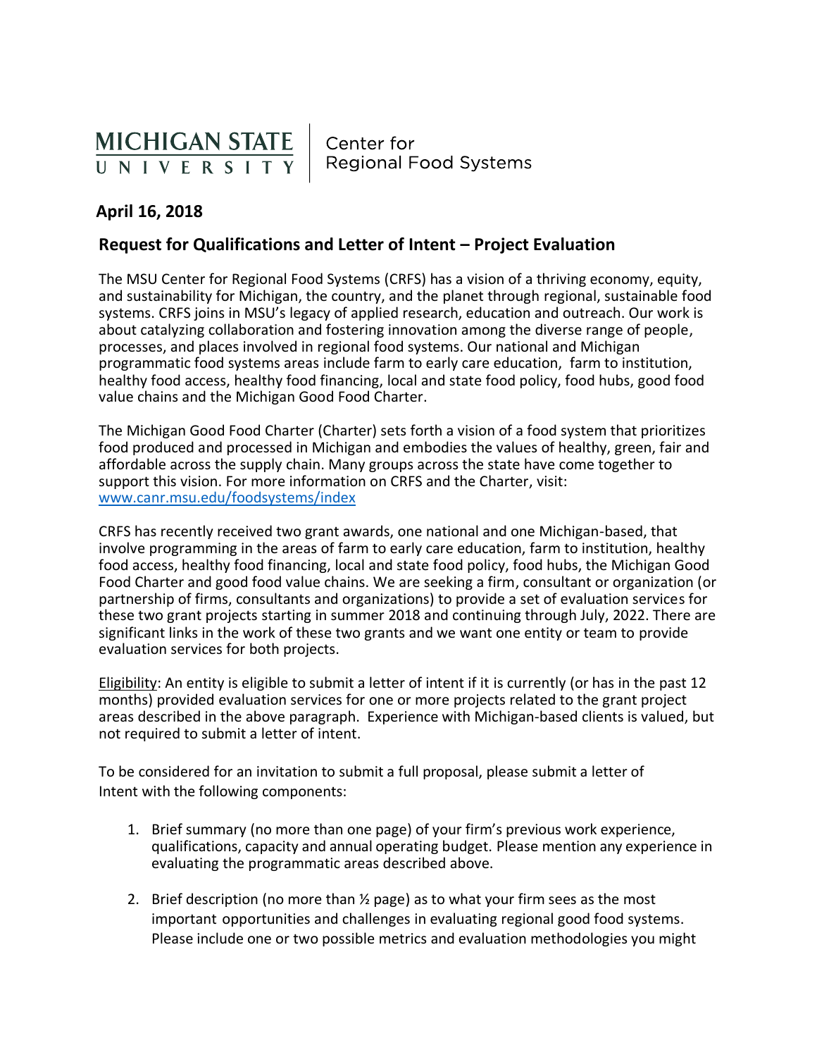MICHIGAN STATE UNIVERSITY | Center for Regional Food Systems

**April 16, 2018**

## Request for Qualifications and Letter of Intent – Project Evaluation

The MSU Center for Regional Food Systems (CRFS) has a vision of a thriving economy, equity, and sustainability for Michigan, the country, and the planet through regional, sustainable food systems. CRFS joins in MSU's legacy of applied research, education and outreach. Our work is about catalyzing collaboration and fostering innovation among the diverse range of people, processes, and places involved in regional food systems. Our national and Michigan programmatic food systems areas include farm to early care education, farm to institution, healthy food access, healthy food financing, local and state food policy, food hubs, good food value chains and the Michigan Good Food Charter.

The Michigan Good Food Charter (Charter) sets forth a vision of a food system that prioritizes food produced and processed in Michigan and embodies the values of healthy, green, fair and affordable across the supply chain. Many groups across the state have come together to support this vision. For more information on CRFS and the Charter, visit: [www.canr.msu.edu/foodsystems/index](www.canr.msu.edu/foodsystems/index)

CRFS has recently received two grant awards, one national and one Michigan-based, that involve programming in the areas of farm to early care education, farm to institution, healthy food access, healthy food financing, local and state food policy, food hubs, the Michigan Good Food Charter and good food value chains. We are seeking a firm, consultant or organization (or partnership of firms, consultants and organizations) to provide a set of evaluation services for these two grant projects starting in summer 2018 and continuing through July, 2022. There are significant links in the work of these two grants and we want one entity or team to provide evaluation services for both projects.

Eligibility: An entity is eligible to submit a letter of intent if it is currently (or has in the past 12 months) provided evaluation services for one or more projects related to the grant project areas described in the above paragraph. Experience with Michigan-based clients is valued, but not required to submit a letter of intent.

To be considered for an invitation to submit a full proposal, please submit a letter of Intent with the following components:

1. Brief summary (no more than one page) of your firm's previous work experience, qualifications, capacity and annual operating budget. Please mention any experience in evaluating the programmatic areas described above.

2. Brief description (no more than ½ page) as to what your firm sees as the most important opportunities and challenges in evaluating regional good food systems. Please include one or two possible metrics and evaluation methodologies you might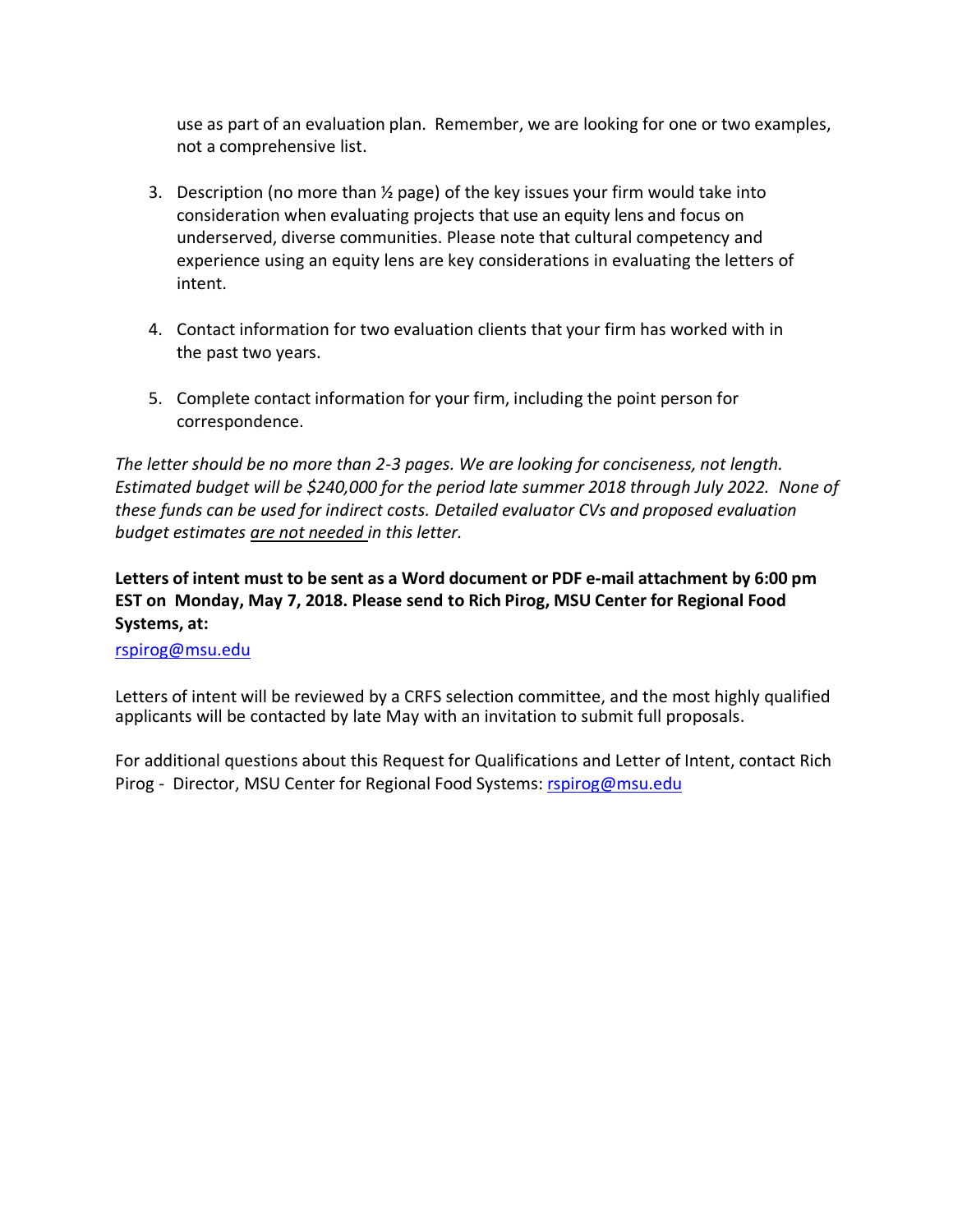use as part of an evaluation plan. Remember, we are looking for one or two examples, not a comprehensive list.

3. Description (no more than ½ page) of the key issues your firm would take into consideration when evaluating projects that use an equity lens and focus on underserved, diverse communities. Please note that cultural competency and experience using an equity lens are key considerations in evaluating the letters of intent.

4. Contact information for two evaluation clients that your firm has worked with in the past two years.

5. Complete contact information for your firm, including the point person for correspondence.

*The letter should be no more than 2-3 pages. We are looking for conciseness, not length. Estimated budget will be $240,000 for the period late summer 2018 through July 2022. None of these funds can be used for indirect costs. Detailed evaluator CVs and proposed evaluation budget estimates are not needed in this letter.*

**Letters of intent must to be sent as a Word document or PDF e-mail attachment by 6:00 pm EST on Monday, May 7, 2018. Please send to Rich Pirog, MSU Center for Regional Food Systems, at:**

rspirog@msu.edu

Letters of intent will be reviewed by a CRFS selection committee, and the most highly qualified applicants will be contacted by late May with an invitation to submit full proposals.

For additional questions about this Request for Qualifications and Letter of Intent, contact Rich Pirog - Director, MSU Center for Regional Food Systems: rspirog@msu.edu